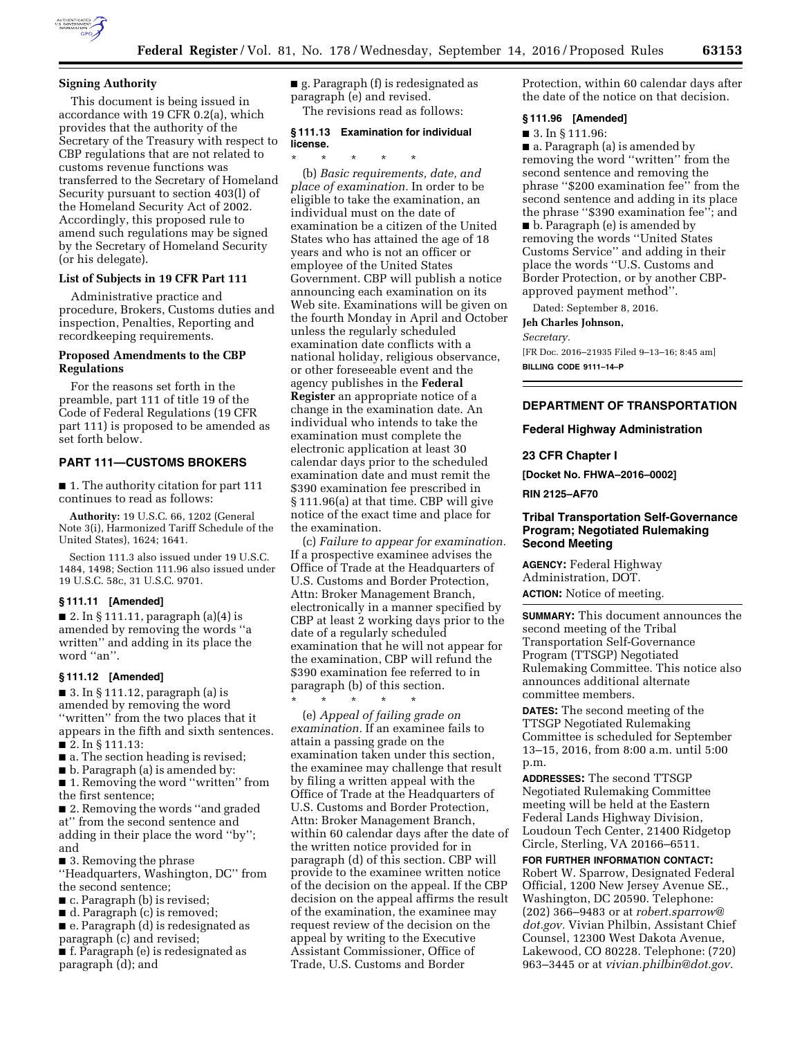### Signing Authority

This document is being issued in accordance with 19 CFR 0.2(a), which provides that the authority of the Secretary of the Treasury with respect to CBP regulations that are not related to customs revenue functions was transferred to the Secretary of Homeland Security pursuant to section 403(l) of the Homeland Security Act of 2002. Accordingly, this proposed rule to amend such regulations may be signed by the Secretary of Homeland Security (or his delegate).

### List of Subjects in 19 CFR Part 111

Administrative practice and procedure, Brokers, Customs duties and inspection, Penalties, Reporting and recordkeeping requirements.

### Proposed Amendments to the CBP Regulations

For the reasons set forth in the preamble, part 111 of title 19 of the Code of Federal Regulations (19 CFR part 111) is proposed to be amended as set forth below.

## PART 111—CUSTOMS BROKERS

■ 1. The authority citation for part 111 continues to read as follows:

**Authority:** 19 U.S.C. 66, 1202 (General Note 3(i), Harmonized Tariff Schedule of the United States), 1624; 1641.

Section 111.3 also issued under 19 U.S.C. 1484, 1498; Section 111.96 also issued under 19 U.S.C. 58c, 31 U.S.C. 9701.

### § 111.11 [Amended]

■ 2. In § 111.11, paragraph (a)(4) is amended by removing the words ''a written'' and adding in its place the word ''an''.

### § 111.12 [Amended]

■ 3. In § 111.12, paragraph (a) is amended by removing the word ''written'' from the two places that it appears in the fifth and sixth sentences.

■ 2. In § 111.13:

■ a. The section heading is revised;

■ b. Paragraph (a) is amended by:

■ 1. Removing the word ''written'' from the first sentence;

■ 2. Removing the words ''and graded at'' from the second sentence and adding in their place the word ''by''; and

■ 3. Removing the phrase ''Headquarters, Washington, DC'' from the second sentence;

■ c. Paragraph (b) is revised;

■ d. Paragraph (c) is removed;

■ e. Paragraph (d) is redesignated as paragraph (c) and revised;

■ f. Paragraph (e) is redesignated as paragraph (d); and

■ g. Paragraph (f) is redesignated as paragraph (e) and revised.

The revisions read as follows:

### § 111.13 Examination for individual license.

\* \* \* \* \*

(b) *Basic requirements, date, and place of examination.* In order to be eligible to take the examination, an individual must on the date of examination be a citizen of the United States who has attained the age of 18 years and who is not an officer or employee of the United States Government. CBP will publish a notice announcing each examination on its Web site. Examinations will be given on the fourth Monday in April and October unless the regularly scheduled examination date conflicts with a national holiday, religious observance, or other foreseeable event and the agency publishes in the **Federal Register** an appropriate notice of a change in the examination date. An individual who intends to take the examination must complete the electronic application at least 30 calendar days prior to the scheduled examination date and must remit the $390 examination fee prescribed in § 111.96(a) at that time. CBP will give notice of the exact time and place for the examination.

(c) *Failure to appear for examination.* If a prospective examinee advises the Office of Trade at the Headquarters of U.S. Customs and Border Protection, Attn: Broker Management Branch, electronically in a manner specified by CBP at least 2 working days prior to the date of a regularly scheduled examination that he will not appear for the examination, CBP will refund the $390 examination fee referred to in paragraph (b) of this section.

\* \* \* \* \*

(e) *Appeal of failing grade on examination.* If an examinee fails to attain a passing grade on the examination taken under this section, the examinee may challenge that result by filing a written appeal with the Office of Trade at the Headquarters of U.S. Customs and Border Protection, Attn: Broker Management Branch, within 60 calendar days after the date of the written notice provided for in paragraph (d) of this section. CBP will provide to the examinee written notice of the decision on the appeal. If the CBP decision on the appeal affirms the result of the examination, the examinee may request review of the decision on the appeal by writing to the Executive Assistant Commissioner, Office of Trade, U.S. Customs and Border Protection, within 60 calendar days after the date of the notice on that decision.

### § 111.96 [Amended]

■ 3. In § 111.96:

■ a. Paragraph (a) is amended by removing the word ''written'' from the second sentence and removing the phrase ''$200 examination fee'' from the second sentence and adding in its place the phrase ''$390 examination fee''; and

■ b. Paragraph (e) is amended by removing the words ''United States Customs Service'' and adding in their place the words ''U.S. Customs and Border Protection, or by another CBP-approved payment method''.

Dated: September 8, 2016.

**Jeh Charles Johnson,**

*Secretary.*

[FR Doc. 2016–21935 Filed 9–13–16; 8:45 am]

**BILLING CODE 9111–14–P**

---

## DEPARTMENT OF TRANSPORTATION

### Federal Highway Administration

### 23 CFR Chapter I

**[Docket No. FHWA–2016–0002]**

**RIN 2125–AF70**

## Tribal Transportation Self-Governance Program; Negotiated Rulemaking Second Meeting

**AGENCY:** Federal Highway Administration, DOT.

**ACTION:** Notice of meeting.

**SUMMARY:** This document announces the second meeting of the Tribal Transportation Self-Governance Program (TTSGP) Negotiated Rulemaking Committee. This notice also announces additional alternate committee members.

**DATES:** The second meeting of the TTSGP Negotiated Rulemaking Committee is scheduled for September 13–15, 2016, from 8:00 a.m. until 5:00 p.m.

**ADDRESSES:** The second TTSGP Negotiated Rulemaking Committee meeting will be held at the Eastern Federal Lands Highway Division, Loudoun Tech Center, 21400 Ridgetop Circle, Sterling, VA 20166–6511.

**FOR FURTHER INFORMATION CONTACT:** Robert W. Sparrow, Designated Federal Official, 1200 New Jersey Avenue SE., Washington, DC 20590. Telephone: (202) 366–9483 or at *robert.sparrow@dot.gov.* Vivian Philbin, Assistant Chief Counsel, 12300 West Dakota Avenue, Lakewood, CO 80228. Telephone: (720) 963–3445 or at *vivian.philbin@dot.gov.*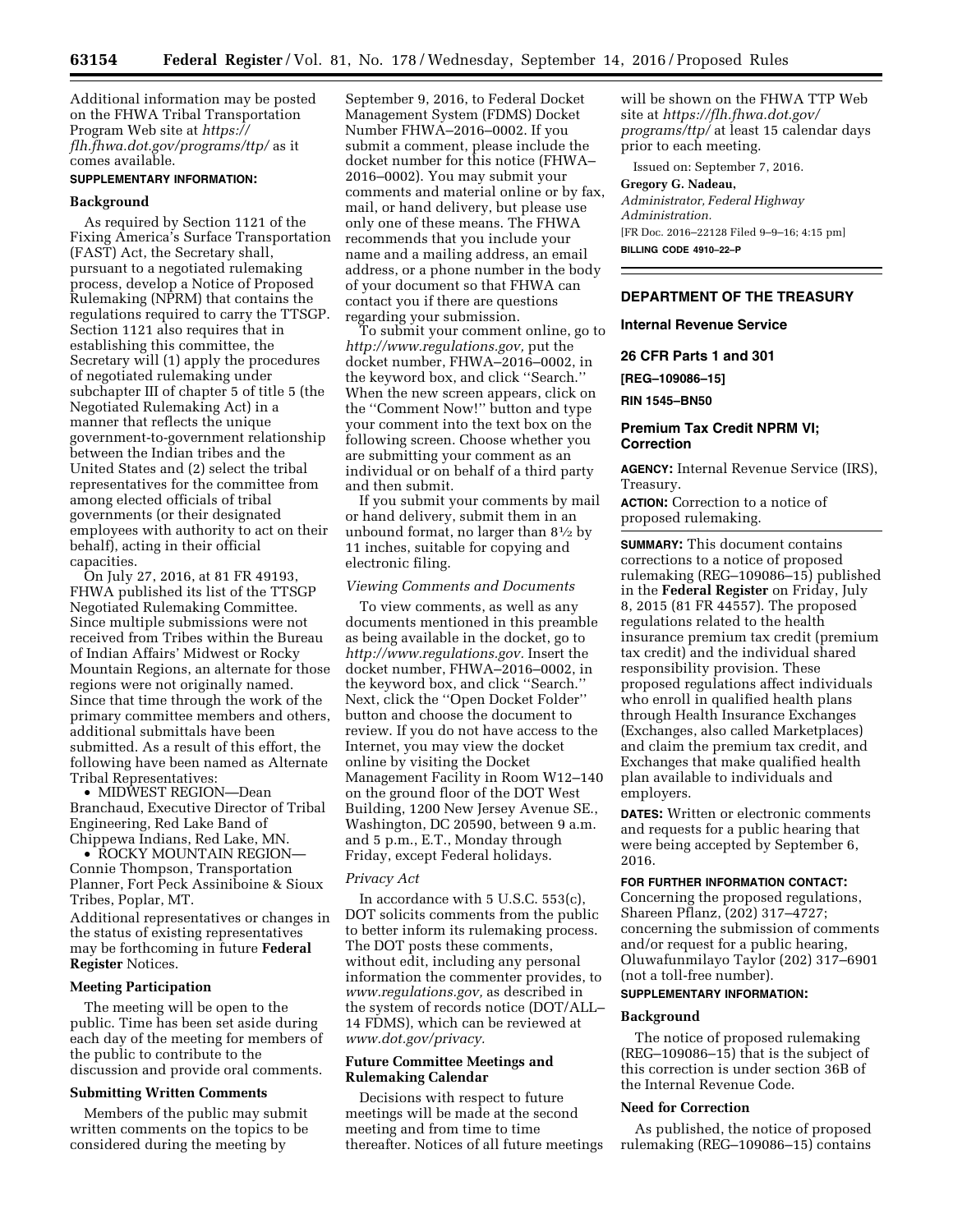Additional information may be posted on the FHWA Tribal Transportation Program Web site at *https://flh.fhwa.dot.gov/programs/ttp/* as it comes available.

**SUPPLEMENTARY INFORMATION:**

**Background**

As required by Section 1121 of the Fixing America's Surface Transportation (FAST) Act, the Secretary shall, pursuant to a negotiated rulemaking process, develop a Notice of Proposed Rulemaking (NPRM) that contains the regulations required to carry the TTSGP. Section 1121 also requires that in establishing this committee, the Secretary will (1) apply the procedures of negotiated rulemaking under subchapter III of chapter 5 of title 5 (the Negotiated Rulemaking Act) in a manner that reflects the unique government-to-government relationship between the Indian tribes and the United States and (2) select the tribal representatives for the committee from among elected officials of tribal governments (or their designated employees with authority to act on their behalf), acting in their official capacities.

On July 27, 2016, at 81 FR 49193, FHWA published its list of the TTSGP Negotiated Rulemaking Committee. Since multiple submissions were not received from Tribes within the Bureau of Indian Affairs' Midwest or Rocky Mountain Regions, an alternate for those regions were not originally named. Since that time through the work of the primary committee members and others, additional submittals have been submitted. As a result of this effort, the following have been named as Alternate Tribal Representatives:

- MIDWEST REGION—Dean Branchaud, Executive Director of Tribal Engineering, Red Lake Band of Chippewa Indians, Red Lake, MN.
- ROCKY MOUNTAIN REGION—Connie Thompson, Transportation Planner, Fort Peck Assiniboine & Sioux Tribes, Poplar, MT.

Additional representatives or changes in the status of existing representatives may be forthcoming in future **Federal Register** Notices.

**Meeting Participation**

The meeting will be open to the public. Time has been set aside during each day of the meeting for members of the public to contribute to the discussion and provide oral comments.

**Submitting Written Comments**

Members of the public may submit written comments on the topics to be considered during the meeting by September 9, 2016, to Federal Docket Management System (FDMS) Docket Number FHWA–2016–0002. If you submit a comment, please include the docket number for this notice (FHWA–2016–0002). You may submit your comments and material online or by fax, mail, or hand delivery, but please use only one of these means. The FHWA recommends that you include your name and a mailing address, an email address, or a phone number in the body of your document so that FHWA can contact you if there are questions regarding your submission.

To submit your comment online, go to *http://www.regulations.gov,* put the docket number, FHWA–2016–0002, in the keyword box, and click ''Search.'' When the new screen appears, click on the ''Comment Now!'' button and type your comment into the text box on the following screen. Choose whether you are submitting your comment as an individual or on behalf of a third party and then submit.

If you submit your comments by mail or hand delivery, submit them in an unbound format, no larger than 8½ by 11 inches, suitable for copying and electronic filing.

*Viewing Comments and Documents*

To view comments, as well as any documents mentioned in this preamble as being available in the docket, go to *http://www.regulations.gov.* Insert the docket number, FHWA–2016–0002, in the keyword box, and click ''Search.'' Next, click the ''Open Docket Folder'' button and choose the document to review. If you do not have access to the Internet, you may view the docket online by visiting the Docket Management Facility in Room W12–140 on the ground floor of the DOT West Building, 1200 New Jersey Avenue SE., Washington, DC 20590, between 9 a.m. and 5 p.m., E.T., Monday through Friday, except Federal holidays.

*Privacy Act*

In accordance with 5 U.S.C. 553(c), DOT solicits comments from the public to better inform its rulemaking process. The DOT posts these comments, without edit, including any personal information the commenter provides, to *www.regulations.gov,* as described in the system of records notice (DOT/ALL–14 FDMS), which can be reviewed at *www.dot.gov/privacy.*

**Future Committee Meetings and Rulemaking Calendar**

Decisions with respect to future meetings will be made at the second meeting and from time to time thereafter. Notices of all future meetings will be shown on the FHWA TTP Web site at *https://flh.fhwa.dot.gov/programs/ttp/* at least 15 calendar days prior to each meeting.

Issued on: September 7, 2016.

**Gregory G. Nadeau,**

*Administrator, Federal Highway Administration.*

[FR Doc. 2016–22128 Filed 9–9–16; 4:15 pm]

**BILLING CODE 4910–22–P**

---

## DEPARTMENT OF THE TREASURY

### Internal Revenue Service

### 26 CFR Parts 1 and 301

**[REG–109086–15]**

**RIN 1545–BN50**

### Premium Tax Credit NPRM VI; Correction

**AGENCY:** Internal Revenue Service (IRS), Treasury.

**ACTION:** Correction to a notice of proposed rulemaking.

**SUMMARY:** This document contains corrections to a notice of proposed rulemaking (REG–109086–15) published in the **Federal Register** on Friday, July 8, 2015 (81 FR 44557). The proposed regulations related to the health insurance premium tax credit (premium tax credit) and the individual shared responsibility provision. These proposed regulations affect individuals who enroll in qualified health plans through Health Insurance Exchanges (Exchanges, also called Marketplaces) and claim the premium tax credit, and Exchanges that make qualified health plan available to individuals and employers.

**DATES:** Written or electronic comments and requests for a public hearing that were being accepted by September 6, 2016.

**FOR FURTHER INFORMATION CONTACT:** Concerning the proposed regulations, Shareen Pflanz, (202) 317–4727; concerning the submission of comments and/or request for a public hearing, Oluwafunmilayo Taylor (202) 317–6901 (not a toll-free number).

**SUPPLEMENTARY INFORMATION:**

**Background**

The notice of proposed rulemaking (REG–109086–15) that is the subject of this correction is under section 36B of the Internal Revenue Code.

**Need for Correction**

As published, the notice of proposed rulemaking (REG–109086–15) contains